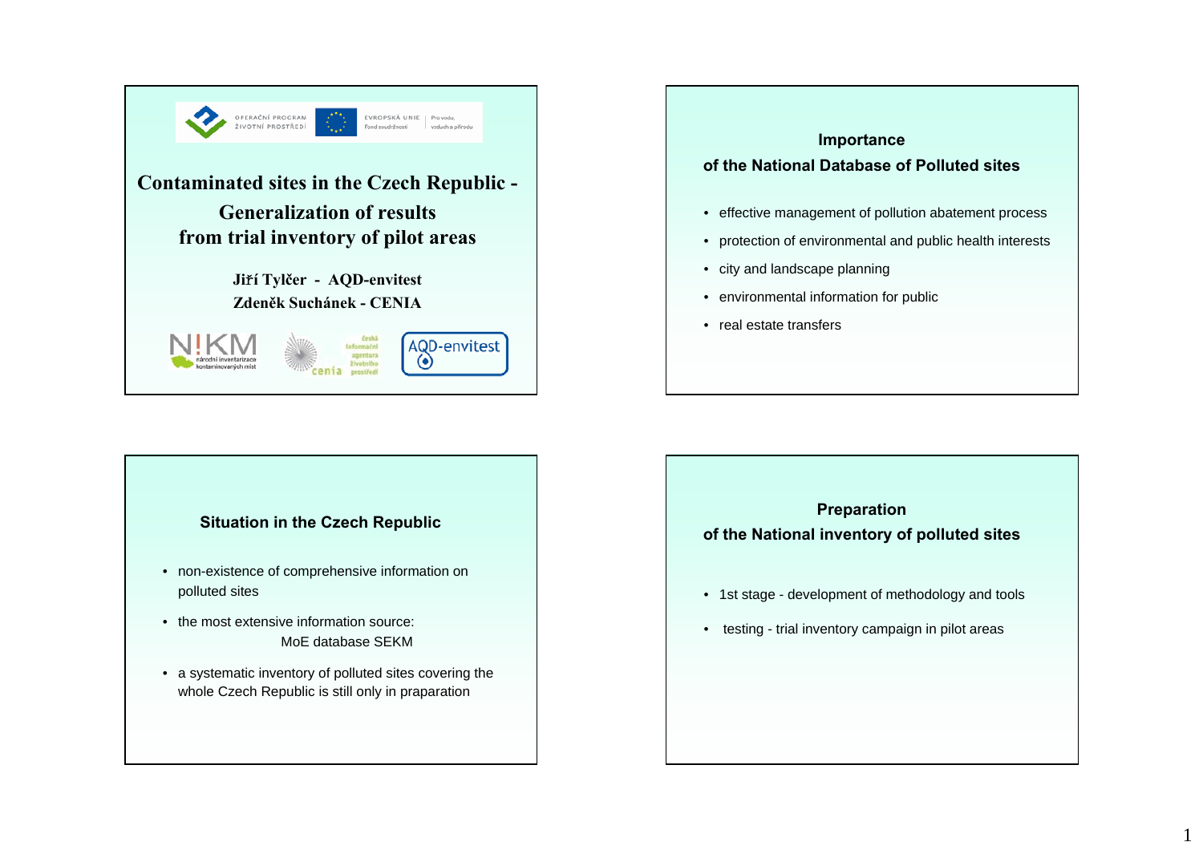OPERAČNÍ PROGRAM ŽIVOTNÍ PROSTŘEDÍ | EVROPSKÁ UNIE Fond soudržnosti | Pro vodu, vzduch a přírodu

# Contaminated sites in the Czech Republic - Generalization of results from trial inventory of pilot areas

**Jiří Tylčer - AQD-envitest**
**Zdeněk Suchánek - CENIA**

N!KM národní inventarizace kontaminovaných míst | cenia česká informační agentura životního prostředí | AQD-envitest

---

## Importance of the National Database of Polluted sites

- effective management of pollution abatement process
- protection of environmental and public health interests
- city and landscape planning
- environmental information for public
- real estate transfers

---

## Situation in the Czech Republic

- non-existence of comprehensive information on polluted sites
- the most extensive information source:
  MoE database SEKM
- a systematic inventory of polluted sites covering the whole Czech Republic is still only in praparation

---

## Preparation of the National inventory of polluted sites

- 1st stage - development of methodology and tools
- testing - trial inventory campaign in pilot areas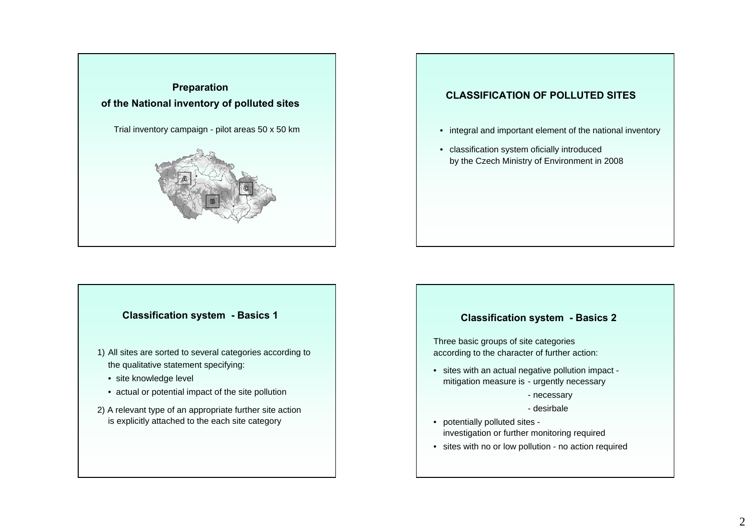## Preparation of the National inventory of polluted sites

Trial inventory campaign - pilot areas 50 x 50 km

A

B

C

## CLASSIFICATION OF POLLUTED SITES

- integral and important element of the national inventory
- classification system oficially introduced by the Czech Ministry of Environment in 2008

## Classification system - Basics 1

1) All sites are sorted to several categories according to the qualitative statement specifying:
   - site knowledge level
   - actual or potential impact of the site pollution
2) A relevant type of an appropriate further site action is explicitly attached to the each site category

## Classification system - Basics 2

Three basic groups of site categories according to the character of further action:

- sites with an actual negative pollution impact - mitigation measure is
  - urgently necessary
  - necessary
  - desirbale
- potentially polluted sites - investigation or further monitoring required
- sites with no or low pollution - no action required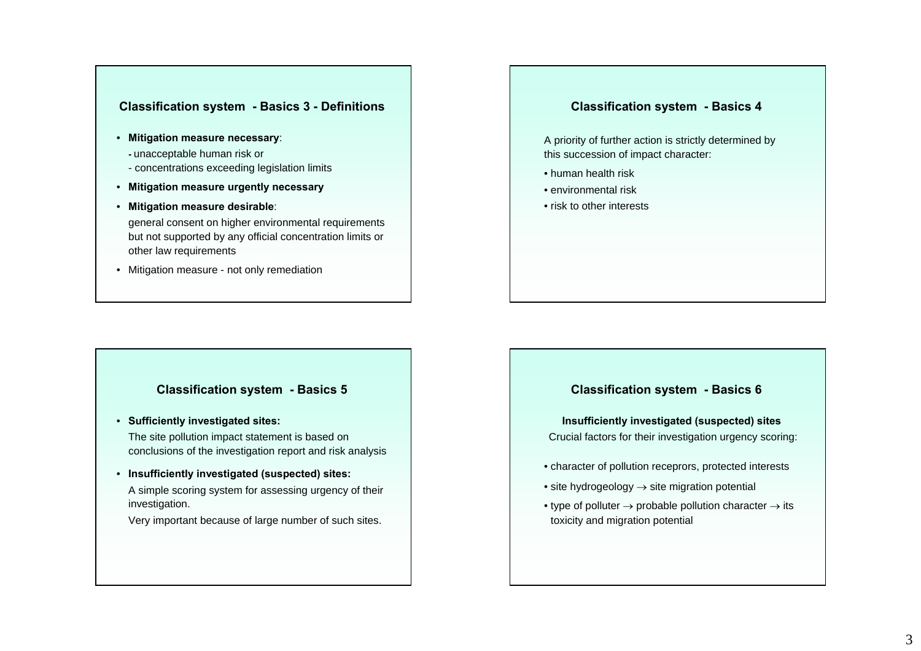## Classification system - Basics 3 - Definitions

- **Mitigation measure necessary**:
  - unacceptable human risk or
  - concentrations exceeding legislation limits
- **Mitigation measure urgently necessary**
- **Mitigation measure desirable**:
  general consent on higher environmental requirements but not supported by any official concentration limits or other law requirements
- Mitigation measure - not only remediation

## Classification system - Basics 4

A priority of further action is strictly determined by this succession of impact character:

- human health risk
- environmental risk
- risk to other interests

## Classification system - Basics 5

- **Sufficiently investigated sites:**
  The site pollution impact statement is based on conclusions of the investigation report and risk analysis
- **Insufficiently investigated (suspected) sites:**
  A simple scoring system for assessing urgency of their investigation.
  Very important because of large number of such sites.

## Classification system - Basics 6

**Insufficiently investigated (suspected) sites**

Crucial factors for their investigation urgency scoring:

- character of pollution receprors, protected interests
- site hydrogeology → site migration potential
- type of polluter → probable pollution character → its toxicity and migration potential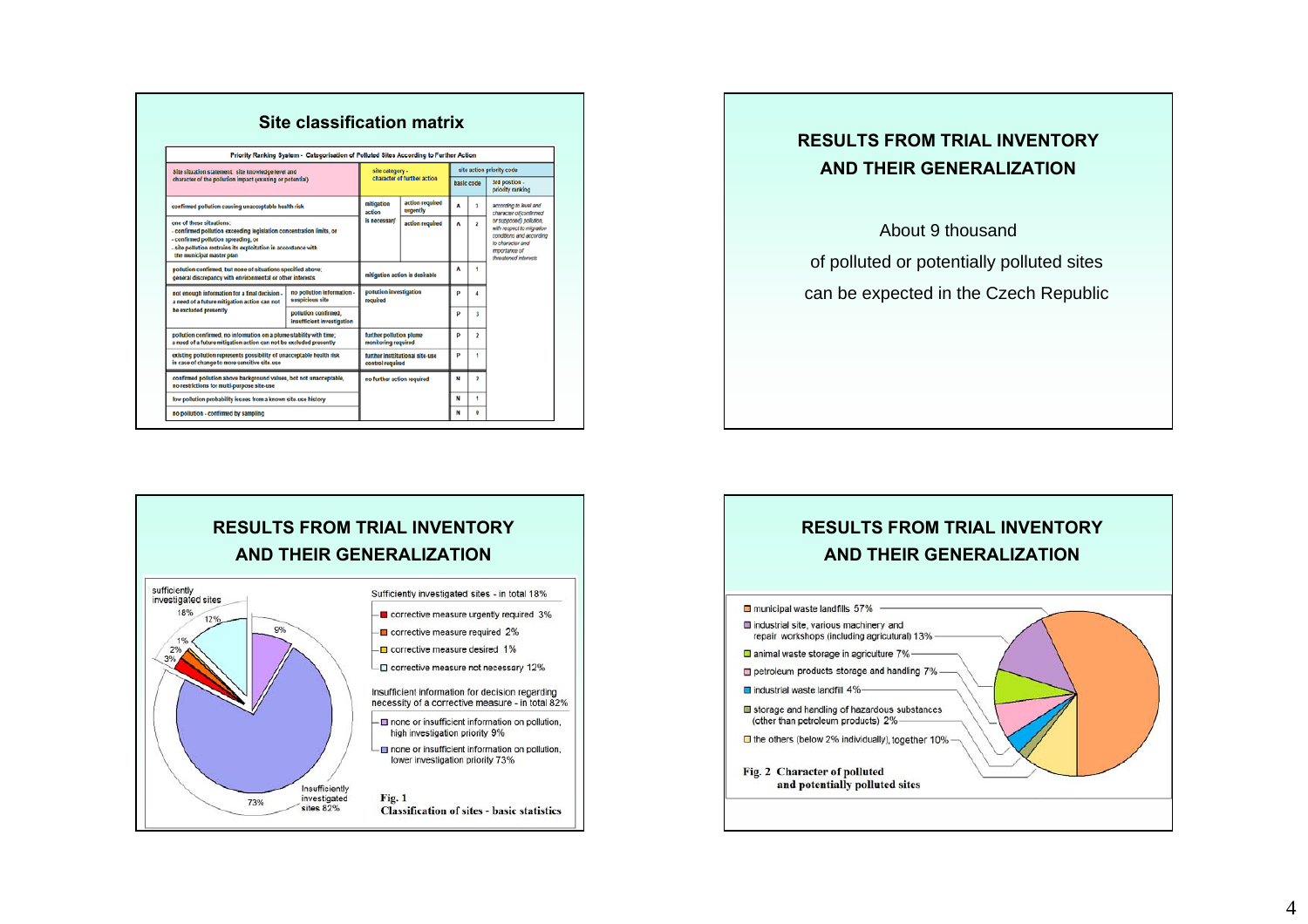## Site classification matrix

**Priority Ranking System - Categorisation of Polluted Sites According to Further Action**

| Site situation statement - site knowledge level and character of the pollution impact (existing or potential) | | site category - character of further action | | site action priority code | | |
|---|---|---|---|---|---|---|
| | | | | basic code | | 3rd position - priority ranking |
| confirmed pollution causing unacceptable health risk | | mitigation action is necessary | action required urgently | A | 3 | according to level and character of (confirmed or supposed) pollution, with respect to migration conditions and according to character and importance of threatened interests |
| one of these situations: - confirmed pollution exceeding legislation concentration limits, or - confirmed pollution spreading, or - site pollution restrains its exploitation in accordance with the municipal master plan | | | action required | A | 2 | |
| pollution confirmed, but none of situations specified above; general discrepancy with environmental or other interests | | mitigation action is desirable | | A | 1 | |
| not enough information for a final decision - a need of a future mitigation action can not be excluded presently | no pollution information - suspicious site | pollution investigation required | | P | 4 | |
| | pollution confirmed, insufficient investigation | | | P | 3 | |
| pollution confirmed, no information on a plume stability with time; a need of a future mitigation action can not be excluded presently | | further pollution plume monitoring required | | P | 2 | |
| existing pollution represents possibility of unacceptable health risk in case of change to more sensitive site-use | | further institutional site-use control required | | P | 1 | |
| confirmed pollution above background values, but not unacceptable, no restrictions for multi-purpose site-use | | no further action required | | N | 2 | |
| low pollution probability issues from a known site-use history | | | | N | 1 | |
| no pollution - confirmed by sampling | | | | N | 0 | |

## RESULTS FROM TRIAL INVENTORY AND THEIR GENERALIZATION

About 9 thousand of polluted or potentially polluted sites can be expected in the Czech Republic

## RESULTS FROM TRIAL INVENTORY AND THEIR GENERALIZATION

sufficiently investigated sites 18%: 12%, 1%, 2%, 3%

Insufficiently investigated sites 82%: 9%, 73%

Sufficiently investigated sites - in total 18%

- corrective measure urgently required 3%
- corrective measure required 2%
- corrective measure desired 1%
- corrective measure not necessary 12%

Insufficient information for decision regarding necessity of a corrective measure - in total 82%

- none or insufficient information on pollution, high investigation priority 9%
- none or insufficient information on pollution, lower investigation priority 73%

Fig. 1 Classification of sites - basic statistics

## RESULTS FROM TRIAL INVENTORY AND THEIR GENERALIZATION

- municipal waste landfills 57%
- industrial site, various machinery and repair workshops (including agricultural) 13%
- animal waste storage in agriculture 7%
- petroleum products storage and handling 7%
- industrial waste landfill 4%
- storage and handling of hazardous substances (other than petroleum products) 2%
- the others (below 2% individually), together 10%

Fig. 2 Character of polluted and potentially polluted sites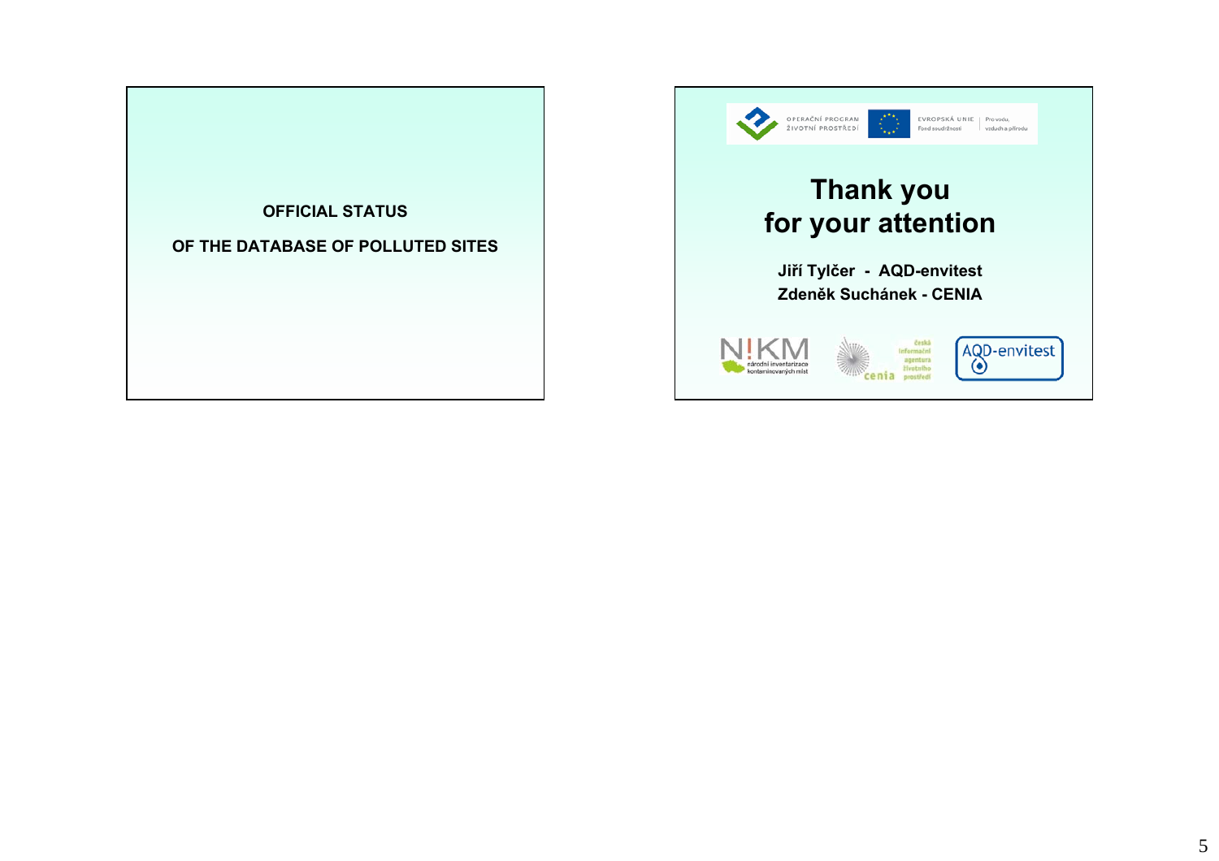**OFFICIAL STATUS**

**OF THE DATABASE OF POLLUTED SITES**

OPERAČNÍ PROGRAM ŽIVOTNÍ PROSTŘEDÍ

EVROPSKÁ UNIE Fond soudržnosti

Pro vodu, vzduch a přírodu

# Thank you for your attention

**Jiří Tylčer - AQD-envitest**

**Zdeněk Suchánek - CENIA**

N!KM národní inventarizace kontaminovaných míst

cenia česká informační agentura životního prostředí

AQD-envitest